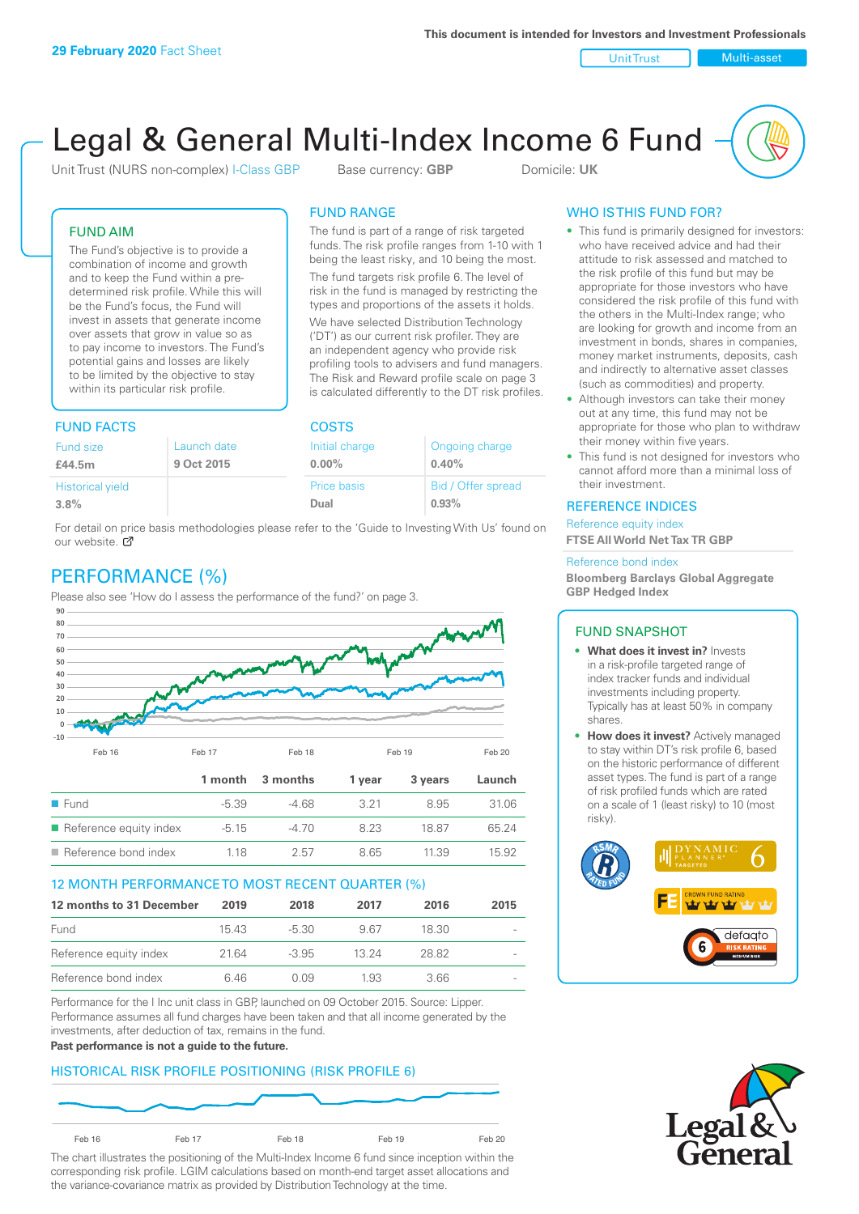**29 February 2020** Fact Sheet

This document is intended for Investors and Investment Professionals

Unit Trust | Multi-asset

# Legal & General Multi-Index Income 6 Fund

Unit Trust (NURS non-complex) I-Class GBP    Base currency: **GBP**    Domicile: **UK**

## FUND AIM

The Fund's objective is to provide a combination of income and growth and to keep the Fund within a pre-determined risk profile. While this will be the Fund's focus, the Fund will invest in assets that generate income over assets that grow in value so as to pay income to investors. The Fund's potential gains and losses are likely to be limited by the objective to stay within its particular risk profile.

## FUND RANGE

The fund is part of a range of risk targeted funds. The risk profile ranges from 1-10 with 1 being the least risky, and 10 being the most.

The fund targets risk profile 6. The level of risk in the fund is managed by restricting the types and proportions of the assets it holds.

We have selected Distribution Technology ('DT') as our current risk profiler. They are an independent agency who provide risk profiling tools to advisers and fund managers. The Risk and Reward profile scale on page 3 is calculated differently to the DT risk profiles.

## FUND FACTS

| Fund size | Launch date |
|---|---|
| **£44.5m** | **9 Oct 2015** |
| Historical yield | |
| **3.8%** | |

## COSTS

| Initial charge | Ongoing charge |
|---|---|
| **0.00%** | **0.40%** |
| Price basis | Bid / Offer spread |
| **Dual** | **0.93%** |

For detail on price basis methodologies please refer to the 'Guide to Investing With Us' found on our website.

## WHO IS THIS FUND FOR?

- This fund is primarily designed for investors: who have received advice and had their attitude to risk assessed and matched to the risk profile of this fund but may be appropriate for those investors who have considered the risk profile of this fund with the others in the Multi-Index range; who are looking for growth and income from an investment in bonds, shares in companies, money market instruments, deposits, cash and indirectly to alternative asset classes (such as commodities) and property.
- Although investors can take their money out at any time, this fund may not be appropriate for those who plan to withdraw their money within five years.
- This fund is not designed for investors who cannot afford more than a minimal loss of their investment.

## REFERENCE INDICES

Reference equity index
**FTSE All World Net Tax TR GBP**

Reference bond index
**Bloomberg Barclays Global Aggregate GBP Hedged Index**

## PERFORMANCE (%)

Please also see 'How do I assess the performance of the fund?' on page 3.

| | 1 month | 3 months | 1 year | 3 years | Launch |
|---|---|---|---|---|---|
| Fund | -5.39 | -4.68 | 3.21 | 8.95 | 31.06 |
| Reference equity index | -5.15 | -4.70 | 8.23 | 18.87 | 65.24 |
| Reference bond index | 1.18 | 2.57 | 8.65 | 11.39 | 15.92 |

## 12 MONTH PERFORMANCE TO MOST RECENT QUARTER (%)

| 12 months to 31 December | 2019 | 2018 | 2017 | 2016 | 2015 |
|---|---|---|---|---|---|
| Fund | 15.43 | -5.30 | 9.67 | 18.30 | - |
| Reference equity index | 21.64 | -3.95 | 13.24 | 28.82 | - |
| Reference bond index | 6.46 | 0.09 | 1.93 | 3.66 | - |

Performance for the I Inc unit class in GBP, launched on 09 October 2015. Source: Lipper. Performance assumes all fund charges have been taken and that all income generated by the investments, after deduction of tax, remains in the fund.

**Past performance is not a guide to the future.**

## HISTORICAL RISK PROFILE POSITIONING (RISK PROFILE 6)

The chart illustrates the positioning of the Multi-Index Income 6 fund since inception within the corresponding risk profile. LGIM calculations based on month-end target asset allocations and the variance-covariance matrix as provided by Distribution Technology at the time.

## FUND SNAPSHOT

- **What does it invest in?** Invests in a risk-profile targeted range of index tracker funds and individual investments including property. Typically has at least 50% in company shares.
- **How does it invest?** Actively managed to stay within DT's risk profile 6, based on the historic performance of different asset types. The fund is part of a range of risk profiled funds which are rated on a scale of 1 (least risky) to 10 (most risky).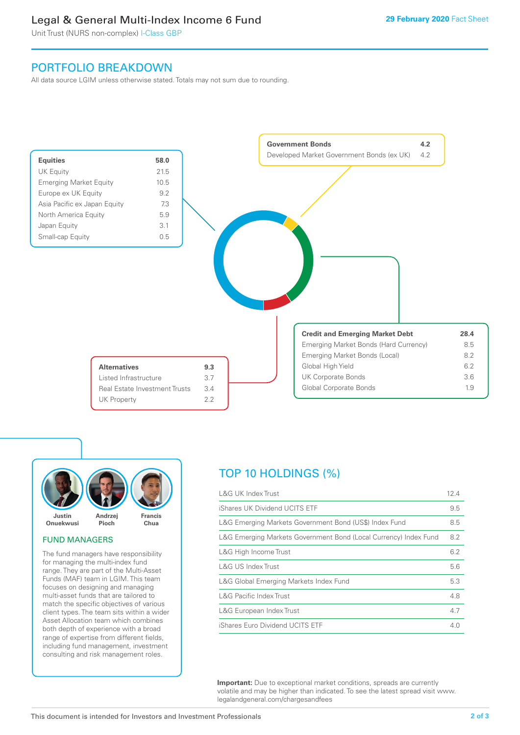# Legal & General Multi-Index Income 6 Fund

Unit Trust (NURS non-complex) I-Class GBP

**29 February 2020** Fact Sheet

## PORTFOLIO BREAKDOWN

All data source LGIM unless otherwise stated. Totals may not sum due to rounding.

| **Equities** | **58.0** |
| --- | --- |
| UK Equity | 21.5 |
| Emerging Market Equity | 10.5 |
| Europe ex UK Equity | 9.2 |
| Asia Pacific ex Japan Equity | 7.3 |
| North America Equity | 5.9 |
| Japan Equity | 3.1 |
| Small-cap Equity | 0.5 |

| **Government Bonds** | **4.2** |
| --- | --- |
| Developed Market Government Bonds (ex UK) | 4.2 |

| **Credit and Emerging Market Debt** | **28.4** |
| --- | --- |
| Emerging Market Bonds (Hard Currency) | 8.5 |
| Emerging Market Bonds (Local) | 8.2 |
| Global High Yield | 6.2 |
| UK Corporate Bonds | 3.6 |
| Global Corporate Bonds | 1.9 |

| **Alternatives** | **9.3** |
| --- | --- |
| Listed Infrastructure | 3.7 |
| Real Estate Investment Trusts | 3.4 |
| UK Property | 2.2 |

Justin Onuekwusi, Andrzej Pioch, Francis Chua

### FUND MANAGERS

The fund managers have responsibility for managing the multi-index fund range. They are part of the Multi-Asset Funds (MAF) team in LGIM. This team focuses on designing and managing multi-asset funds that are tailored to match the specific objectives of various client types. The team sits within a wider Asset Allocation team which combines both depth of experience with a broad range of expertise from different fields, including fund management, investment consulting and risk management roles.

## TOP 10 HOLDINGS (%)

| Holding | % |
| --- | --- |
| L&G UK Index Trust | 12.4 |
| iShares UK Dividend UCITS ETF | 9.5 |
| L&G Emerging Markets Government Bond (US$) Index Fund | 8.5 |
| L&G Emerging Markets Government Bond (Local Currency) Index Fund | 8.2 |
| L&G High Income Trust | 6.2 |
| L&G US Index Trust | 5.6 |
| L&G Global Emerging Markets Index Fund | 5.3 |
| L&G Pacific Index Trust | 4.8 |
| L&G European Index Trust | 4.7 |
| iShares Euro Dividend UCITS ETF | 4.0 |

**Important:** Due to exceptional market conditions, spreads are currently volatile and may be higher than indicated. To see the latest spread visit www.legalandgeneral.com/chargesandfees

This document is intended for Investors and Investment Professionals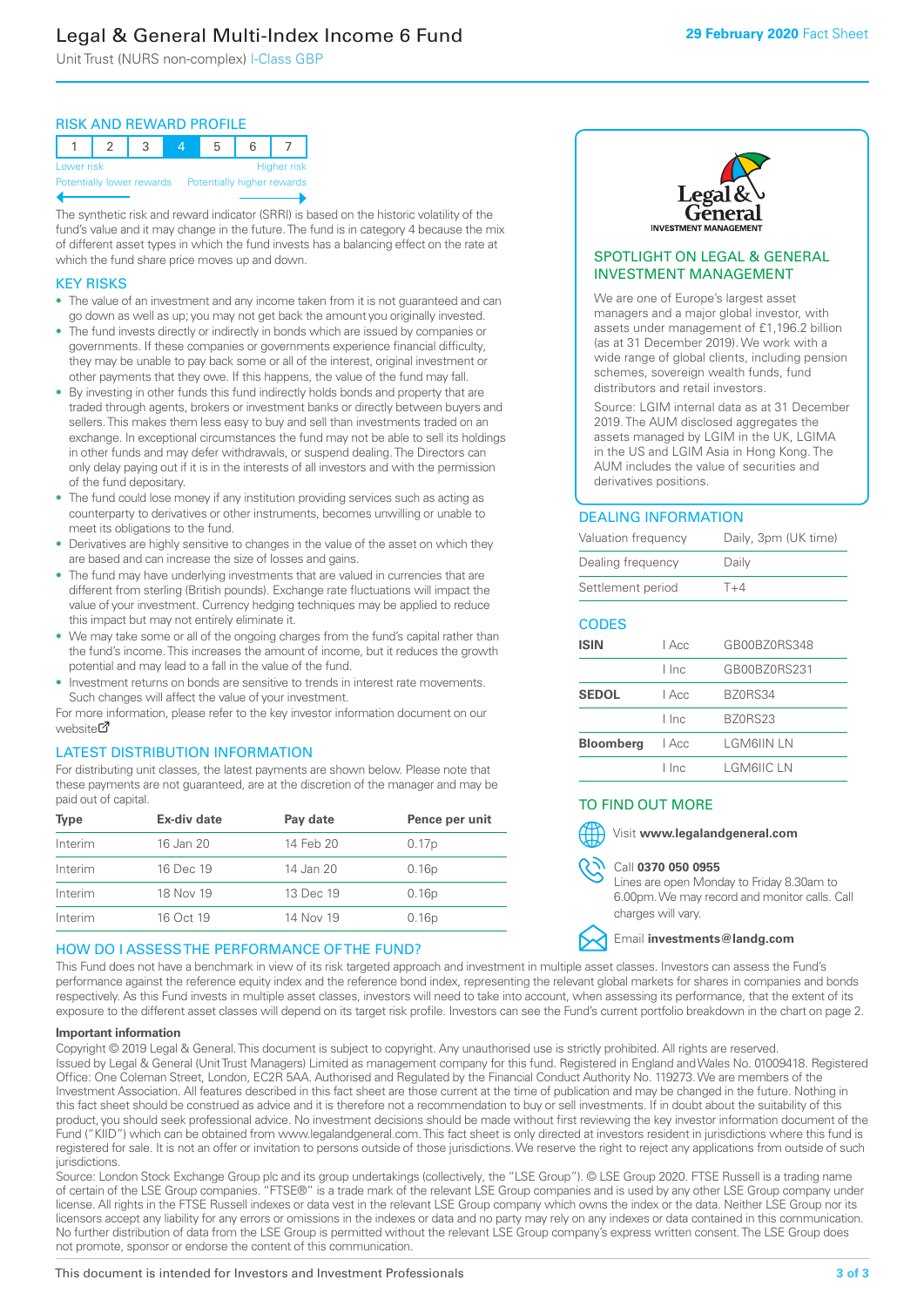# Legal & General Multi-Index Income 6 Fund

Unit Trust (NURS non-complex) I-Class GBP

29 February 2020 Fact Sheet

## RISK AND REWARD PROFILE

| 1 | 2 | 3 | 4 | 5 | 6 | 7 |
|---|---|---|---|---|---|---|

Lower risk — Higher risk

Potentially lower rewards — Potentially higher rewards

The synthetic risk and reward indicator (SRRI) is based on the historic volatility of the fund's value and it may change in the future. The fund is in category 4 because the mix of different asset types in which the fund invests has a balancing effect on the rate at which the fund share price moves up and down.

## KEY RISKS

- The value of an investment and any income taken from it is not guaranteed and can go down as well as up; you may not get back the amount you originally invested.
- The fund invests directly or indirectly in bonds which are issued by companies or governments. If these companies or governments experience financial difficulty, they may be unable to pay back some or all of the interest, original investment or other payments that they owe. If this happens, the value of the fund may fall.
- By investing in other funds this fund indirectly holds bonds and property that are traded through agents, brokers or investment banks or directly between buyers and sellers. This makes them less easy to buy and sell than investments traded on an exchange. In exceptional circumstances the fund may not be able to sell its holdings in other funds and may defer withdrawals, or suspend dealing. The Directors can only delay paying out if it is in the interests of all investors and with the permission of the fund depositary.
- The fund could lose money if any institution providing services such as acting as counterparty to derivatives or other instruments, becomes unwilling or unable to meet its obligations to the fund.
- Derivatives are highly sensitive to changes in the value of the asset on which they are based and can increase the size of losses and gains.
- The fund may have underlying investments that are valued in currencies that are different from sterling (British pounds). Exchange rate fluctuations will impact the value of your investment. Currency hedging techniques may be applied to reduce this impact but may not entirely eliminate it.
- We may take some or all of the ongoing charges from the fund's capital rather than the fund's income. This increases the amount of income, but it reduces the growth potential and may lead to a fall in the value of the fund.
- Investment returns on bonds are sensitive to trends in interest rate movements. Such changes will affect the value of your investment.

For more information, please refer to the key investor information document on our website

## LATEST DISTRIBUTION INFORMATION

For distributing unit classes, the latest payments are shown below. Please note that these payments are not guaranteed, are at the discretion of the manager and may be paid out of capital.

| Type | Ex-div date | Pay date | Pence per unit |
|---|---|---|---|
| Interim | 16 Jan 20 | 14 Feb 20 | 0.17p |
| Interim | 16 Dec 19 | 14 Jan 20 | 0.16p |
| Interim | 18 Nov 19 | 13 Dec 19 | 0.16p |
| Interim | 16 Oct 19 | 14 Nov 19 | 0.16p |

## SPOTLIGHT ON LEGAL & GENERAL INVESTMENT MANAGEMENT

We are one of Europe's largest asset managers and a major global investor, with assets under management of £1,196.2 billion (as at 31 December 2019). We work with a wide range of global clients, including pension schemes, sovereign wealth funds, fund distributors and retail investors.

Source: LGIM internal data as at 31 December 2019. The AUM disclosed aggregates the assets managed by LGIM in the UK, LGIMA in the US and LGIM Asia in Hong Kong. The AUM includes the value of securities and derivatives positions.

## DEALING INFORMATION

| | |
|---|---|
| Valuation frequency | Daily, 3pm (UK time) |
| Dealing frequency | Daily |
| Settlement period | T+4 |

## CODES

| | | |
|---|---|---|
| **ISIN** | I Acc | GB00BZ0RS348 |
| | I Inc | GB00BZ0RS231 |
| **SEDOL** | I Acc | BZ0RS34 |
| | I Inc | BZ0RS23 |
| **Bloomberg** | I Acc | LGM6IIN LN |
| | I Inc | LGM6IIC LN |

## TO FIND OUT MORE

Visit **www.legalandgeneral.com**

Call **0370 050 0955**
Lines are open Monday to Friday 8.30am to 6.00pm. We may record and monitor calls. Call charges will vary.

Email **investments@landg.com**

## HOW DO I ASSESS THE PERFORMANCE OF THE FUND?

This Fund does not have a benchmark in view of its risk targeted approach and investment in multiple asset classes. Investors can assess the Fund's performance against the reference equity index and the reference bond index, representing the relevant global markets for shares in companies and bonds respectively. As this Fund invests in multiple asset classes, investors will need to take into account, when assessing its performance, that the extent of its exposure to the different asset classes will depend on its target risk profile. Investors can see the Fund's current portfolio breakdown in the chart on page 2.

### Important information

Copyright © 2019 Legal & General. This document is subject to copyright. Any unauthorised use is strictly prohibited. All rights are reserved.
Issued by Legal & General (Unit Trust Managers) Limited as management company for this fund. Registered in England and Wales No. 01009418. Registered Office: One Coleman Street, London, EC2R 5AA. Authorised and Regulated by the Financial Conduct Authority No. 119273. We are members of the Investment Association. All features described in this fact sheet are those current at the time of publication and may be changed in the future. Nothing in this fact sheet should be construed as advice and it is therefore not a recommendation to buy or sell investments. If in doubt about the suitability of this product, you should seek professional advice. No investment decisions should be made without first reviewing the key investor information document of the Fund ("KIID") which can be obtained from www.legalandgeneral.com. This fact sheet is only directed at investors resident in jurisdictions where this fund is registered for sale. It is not an offer or invitation to persons outside of those jurisdictions. We reserve the right to reject any applications from outside of such jurisdictions.
Source: London Stock Exchange Group plc and its group undertakings (collectively, the "LSE Group"). © LSE Group 2020. FTSE Russell is a trading name of certain of the LSE Group companies. "FTSE®" is a trade mark of the relevant LSE Group companies and is used by any other LSE Group company under license. All rights in the FTSE Russell indexes or data vest in the relevant LSE Group company which owns the index or the data. Neither LSE Group nor its licensors accept any liability for any errors or omissions in the indexes or data and no party may rely on any indexes or data contained in this communication. No further distribution of data from the LSE Group is permitted without the relevant LSE Group company's express written consent. The LSE Group does not promote, sponsor or endorse the content of this communication.

This document is intended for Investors and Investment Professionals